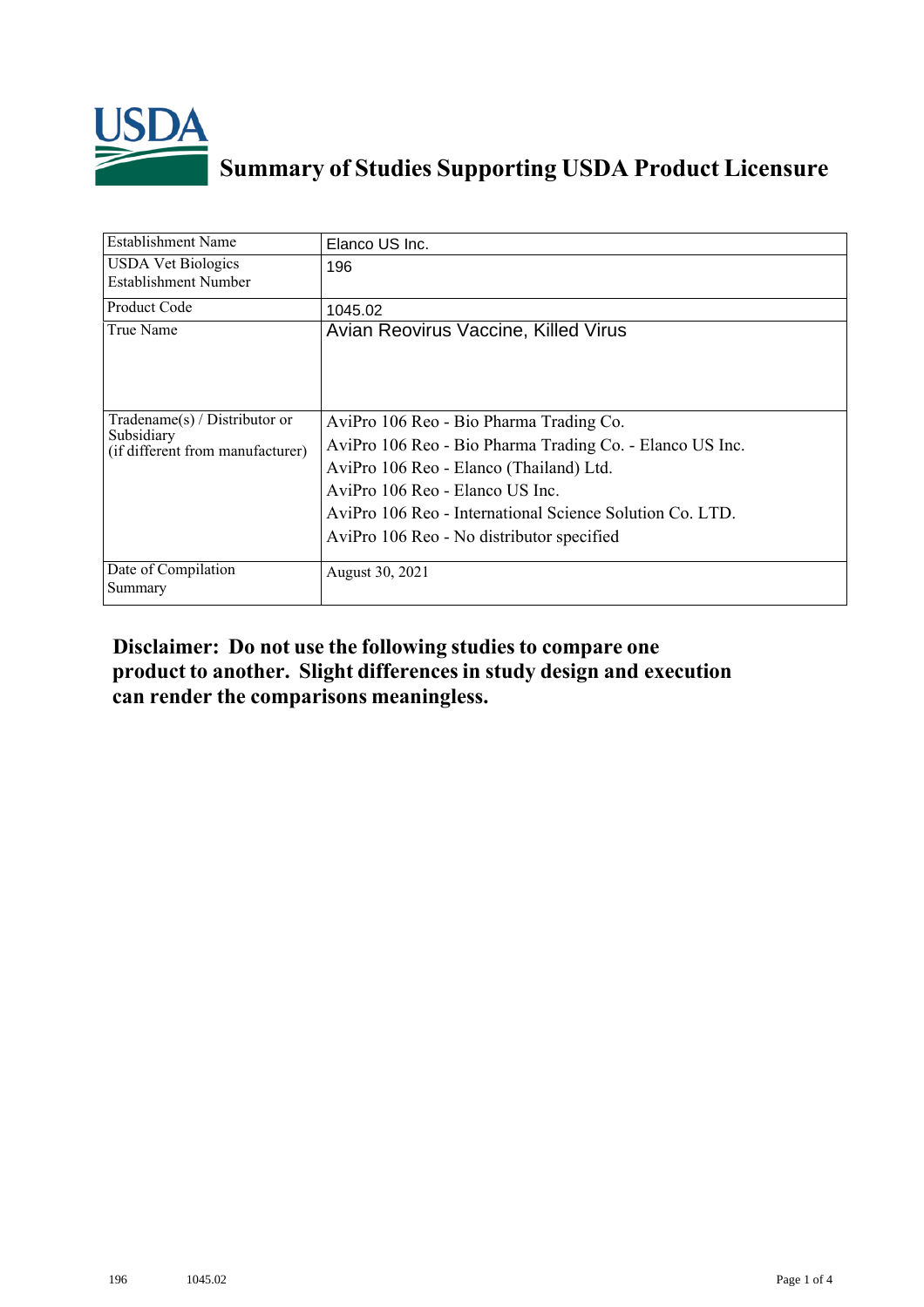# Summary of Studies Supporting USDA Product Licensure

| | |
|---|---|
| Establishment Name | Elanco US Inc. |
| USDA Vet Biologics Establishment Number | 196 |
| Product Code | 1045.02 |
| True Name | Avian Reovirus Vaccine, Killed Virus |
| Tradename(s) / Distributor or Subsidiary (if different from manufacturer) | AviPro 106 Reo - Bio Pharma Trading Co.<br>AviPro 106 Reo - Bio Pharma Trading Co. - Elanco US Inc.<br>AviPro 106 Reo - Elanco (Thailand) Ltd.<br>AviPro 106 Reo - Elanco US Inc.<br>AviPro 106 Reo - International Science Solution Co. LTD.<br>AviPro 106 Reo - No distributor specified |
| Date of Compilation Summary | August 30, 2021 |

**Disclaimer: Do not use the following studies to compare one product to another. Slight differences in study design and execution can render the comparisons meaningless.**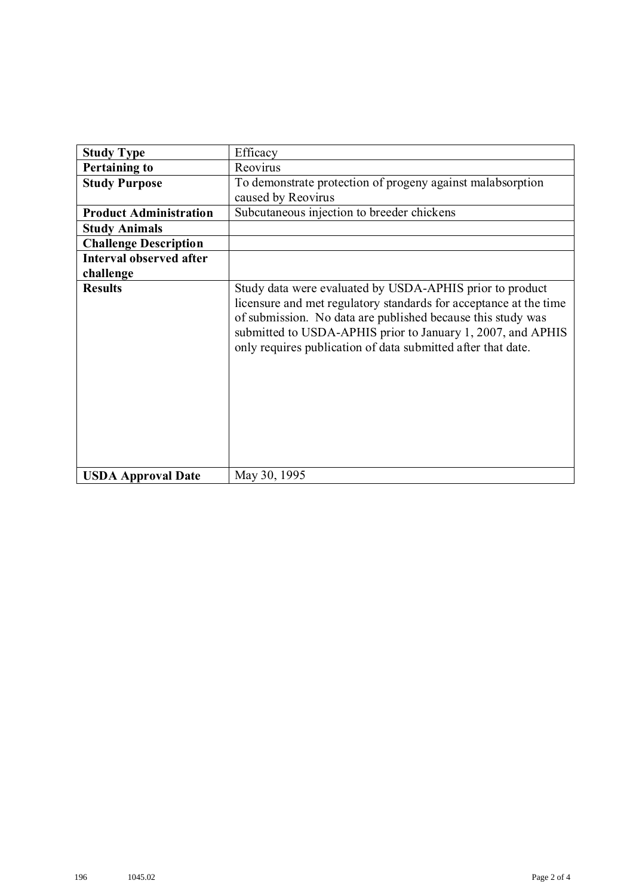| Study Type | Efficacy |
| --- | --- |
| **Pertaining to** | Reovirus |
| **Study Purpose** | To demonstrate protection of progeny against malabsorption caused by Reovirus |
| **Product Administration** | Subcutaneous injection to breeder chickens |
| **Study Animals** | |
| **Challenge Description** | |
| **Interval observed after challenge** | |
| **Results** | Study data were evaluated by USDA-APHIS prior to product licensure and met regulatory standards for acceptance at the time of submission. No data are published because this study was submitted to USDA-APHIS prior to January 1, 2007, and APHIS only requires publication of data submitted after that date. |
| **USDA Approval Date** | May 30, 1995 |

196 1045.02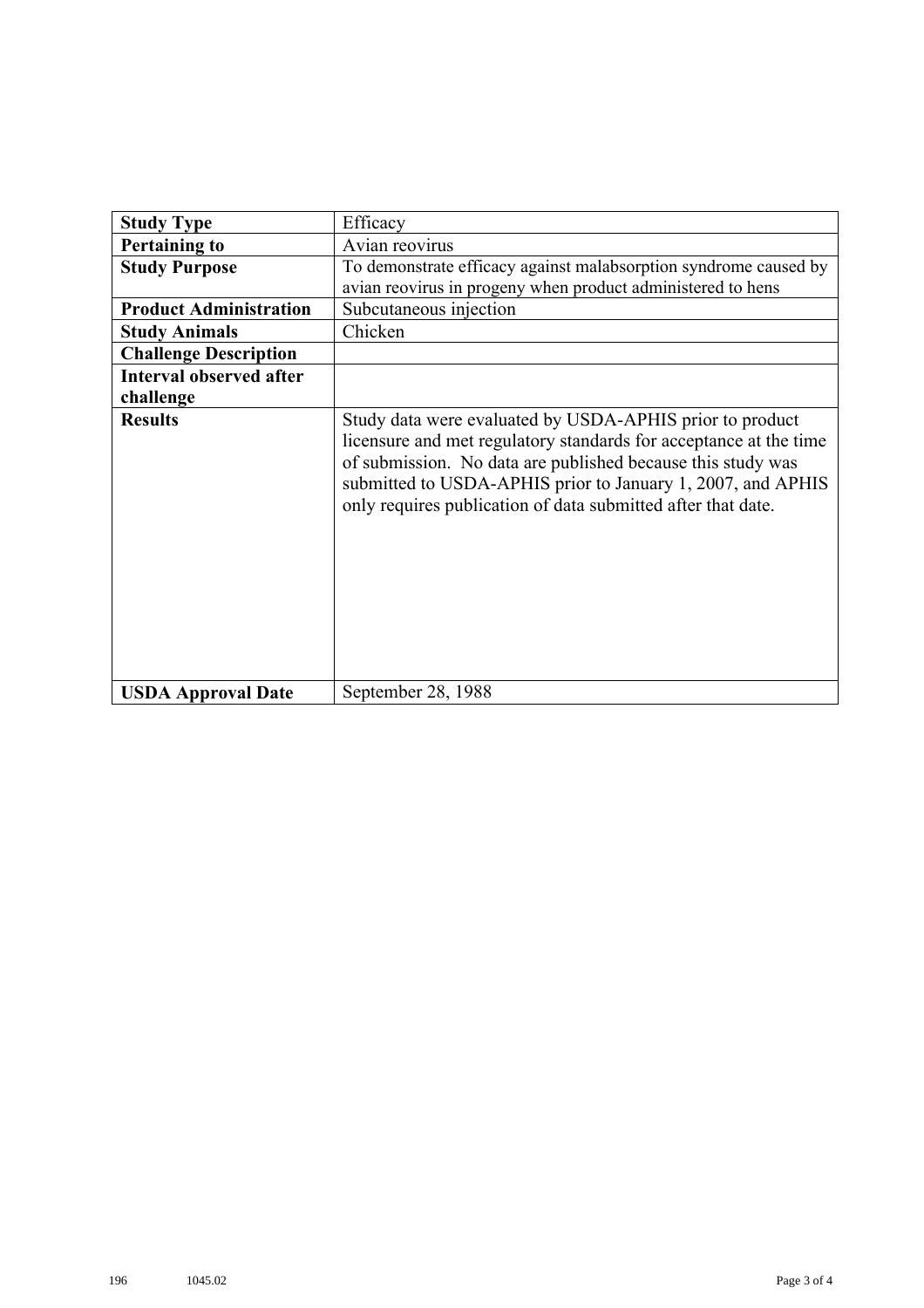| Study Type | Efficacy |
|---|---|
| **Pertaining to** | Avian reovirus |
| **Study Purpose** | To demonstrate efficacy against malabsorption syndrome caused by avian reovirus in progeny when product administered to hens |
| **Product Administration** | Subcutaneous injection |
| **Study Animals** | Chicken |
| **Challenge Description** | |
| **Interval observed after challenge** | |
| **Results** | Study data were evaluated by USDA-APHIS prior to product licensure and met regulatory standards for acceptance at the time of submission. No data are published because this study was submitted to USDA-APHIS prior to January 1, 2007, and APHIS only requires publication of data submitted after that date. |
| **USDA Approval Date** | September 28, 1988 |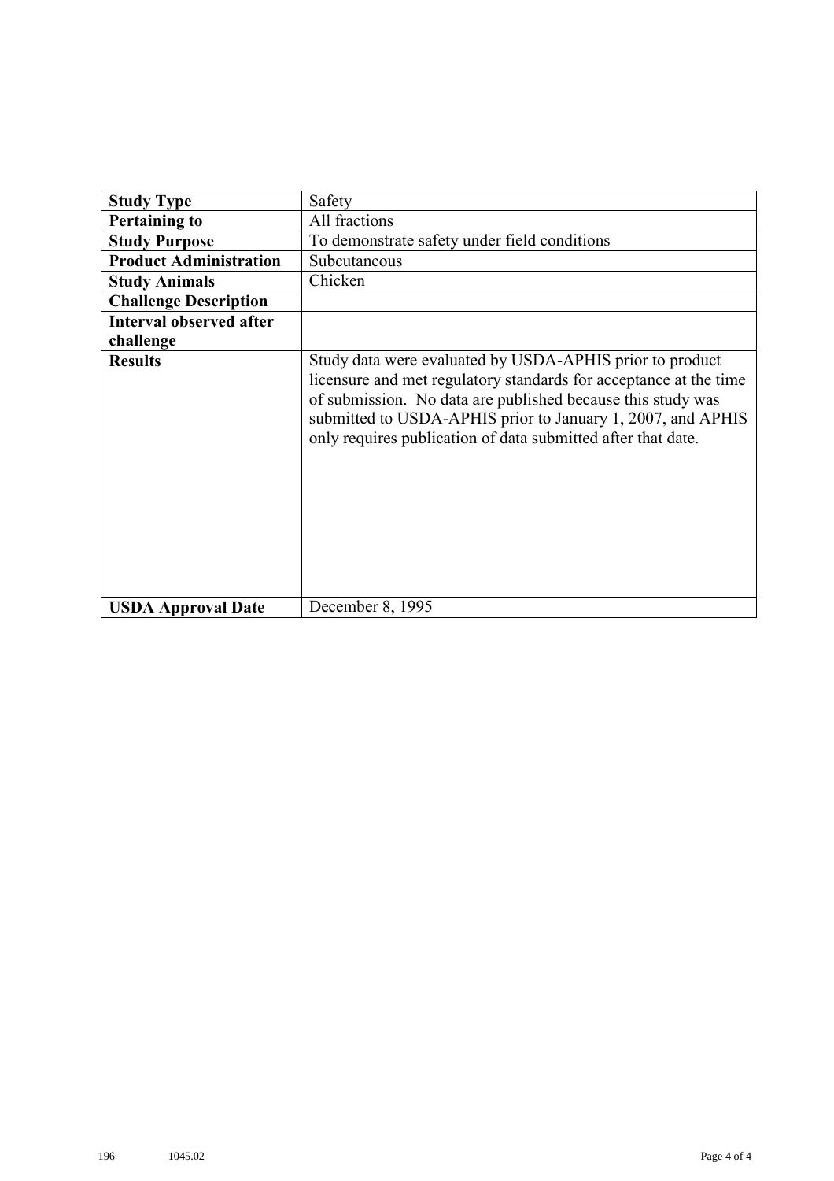| | |
|---|---|
| **Study Type** | Safety |
| **Pertaining to** | All fractions |
| **Study Purpose** | To demonstrate safety under field conditions |
| **Product Administration** | Subcutaneous |
| **Study Animals** | Chicken |
| **Challenge Description** | |
| **Interval observed after challenge** | |
| **Results** | Study data were evaluated by USDA-APHIS prior to product licensure and met regulatory standards for acceptance at the time of submission. No data are published because this study was submitted to USDA-APHIS prior to January 1, 2007, and APHIS only requires publication of data submitted after that date. |
| **USDA Approval Date** | December 8, 1995 |

196 1045.02